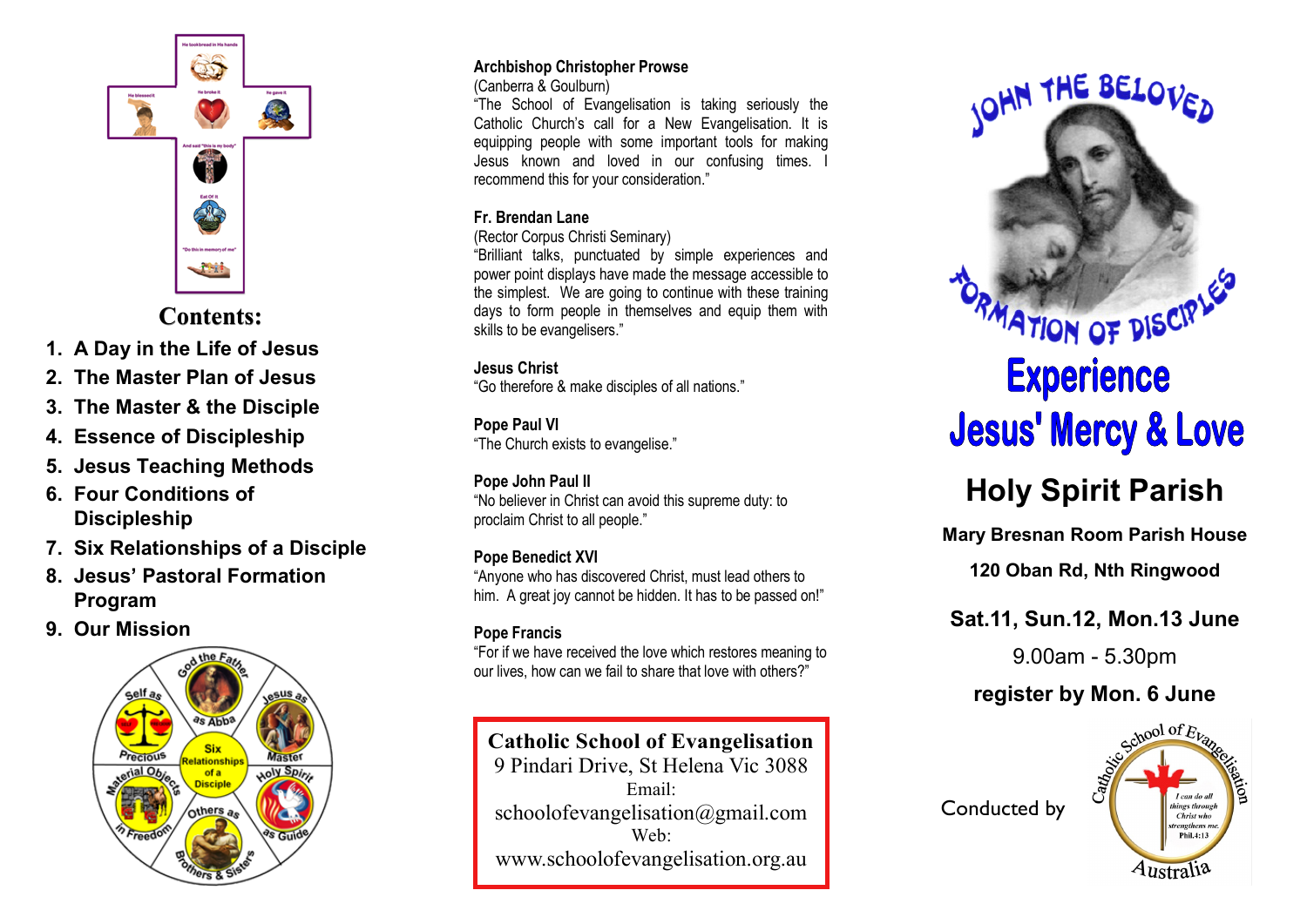## Contents:

1. A Day in the Life of Jesus
2. The Master Plan of Jesus
3. The Master & the Disciple
4. Essence of Discipleship
5. Jesus Teaching Methods
6. Four Conditions of Discipleship
7. Six Relationships of a Disciple
8. Jesus' Pastoral Formation Program
9. Our Mission

**Archbishop Christopher Prowse**
(Canberra & Goulburn)
"The School of Evangelisation is taking seriously the Catholic Church's call for a New Evangelisation. It is equipping people with some important tools for making Jesus known and loved in our confusing times. I recommend this for your consideration."

**Fr. Brendan Lane**
(Rector Corpus Christi Seminary)
"Brilliant talks, punctuated by simple experiences and power point displays have made the message accessible to the simplest. We are going to continue with these training days to form people in themselves and equip them with skills to be evangelisers."

**Jesus Christ**
"Go therefore & make disciples of all nations."

**Pope Paul VI**
"The Church exists to evangelise."

**Pope John Paul II**
"No believer in Christ can avoid this supreme duty: to proclaim Christ to all people."

**Pope Benedict XVI**
"Anyone who has discovered Christ, must lead others to him. A great joy cannot be hidden. It has to be passed on!"

**Pope Francis**
"For if we have received the love which restores meaning to our lives, how can we fail to share that love with others?"

**Catholic School of Evangelisation**
9 Pindari Drive, St Helena Vic 3088
Email:
schoolofevangelisation@gmail.com
Web:
www.schoolofevangelisation.org.au

# John the Beloved

## Formation of Disciples

# Experience Jesus' Mercy & Love

## Holy Spirit Parish

**Mary Bresnan Room Parish House**

**120 Oban Rd, Nth Ringwood**

**Sat.11, Sun.12, Mon.13 June**

9.00am - 5.30pm

**register by Mon. 6 June**

Conducted by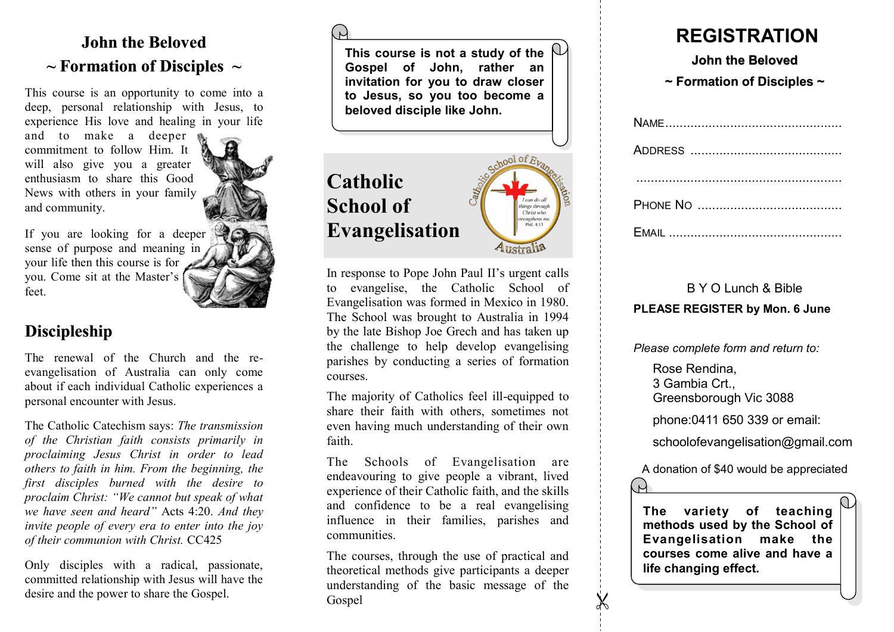# John the Beloved

## ~ Formation of Disciples ~

This course is an opportunity to come into a deep, personal relationship with Jesus, to experience His love and healing in your life and to make a deeper commitment to follow Him. It will also give you a greater enthusiasm to share this Good News with others in your family and community.

If you are looking for a deeper sense of purpose and meaning in your life then this course is for you. Come sit at the Master's feet.

## Discipleship

The renewal of the Church and the re-evangelisation of Australia can only come about if each individual Catholic experiences a personal encounter with Jesus.

The Catholic Catechism says: *The transmission of the Christian faith consists primarily in proclaiming Jesus Christ in order to lead others to faith in him. From the beginning, the first disciples burned with the desire to proclaim Christ: "We cannot but speak of what we have seen and heard"* Acts 4:20. *And they invite people of every era to enter into the joy of their communion with Christ.* CC425

Only disciples with a radical, passionate, committed relationship with Jesus will have the desire and the power to share the Gospel.

**This course is not a study of the Gospel of John, rather an invitation for you to draw closer to Jesus, so you too become a beloved disciple like John.**

## Catholic School of Evangelisation

Catholic School of Evangelisation Australia

I can do all things through Christ who strengthens me. Phil. 4:13

In response to Pope John Paul II's urgent calls to evangelise, the Catholic School of Evangelisation was formed in Mexico in 1980. The School was brought to Australia in 1994 by the late Bishop Joe Grech and has taken up the challenge to help develop evangelising parishes by conducting a series of formation courses.

The majority of Catholics feel ill-equipped to share their faith with others, sometimes not even having much understanding of their own faith.

The Schools of Evangelisation are endeavouring to give people a vibrant, lived experience of their Catholic faith, and the skills and confidence to be a real evangelising influence in their families, parishes and communities.

The courses, through the use of practical and theoretical methods give participants a deeper understanding of the basic message of the Gospel

# REGISTRATION

**John the Beloved**

**~ Formation of Disciples ~**

NAME................................................

ADDRESS ..........................................

........................................................

PHONE NO ........................................

EMAIL ...............................................

B Y O Lunch & Bible

**PLEASE REGISTER by Mon. 6 June**

*Please complete form and return to:*

Rose Rendina,
3 Gambia Crt.,
Greensborough Vic 3088

phone:0411 650 339 or email:

schoolofevangelisation@gmail.com

A donation of $40 would be appreciated

**The variety of teaching methods used by the School of Evangelisation make the courses come alive and have a life changing effect.**